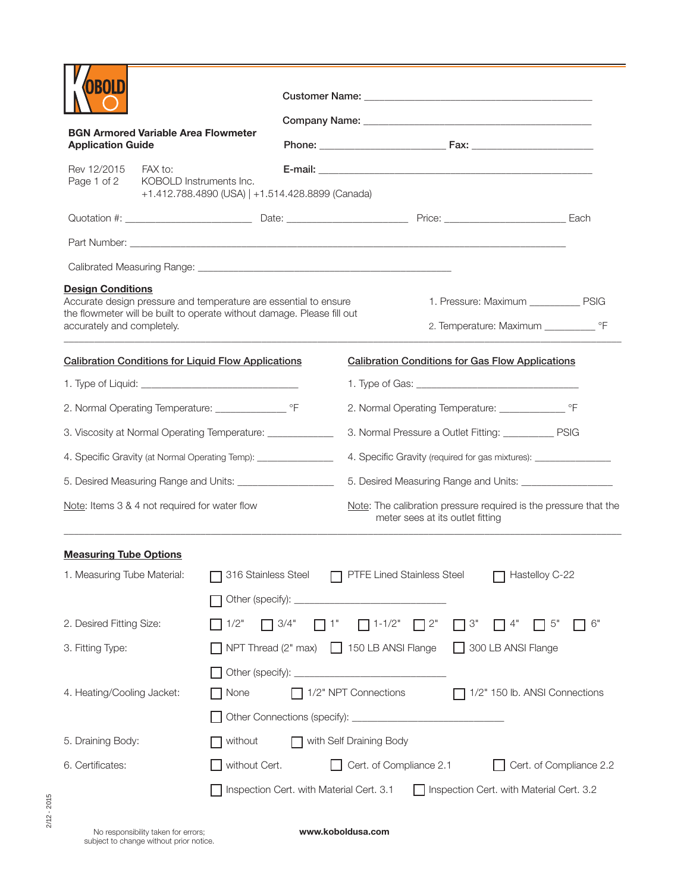KOBOLD

**BGN Armored Variable Area Flowmeter Application Guide**

Rev 12/2015
Page 1 of 2

FAX to:
KOBOLD Instruments Inc.
+1.412.788.4890 (USA) | +1.514.428.8899 (Canada)

**Customer Name:** ______________________________________________

**Company Name:** ______________________________________________

**Phone:** ________________________ **Fax:** ________________________

**E-mail:** ____________________________________________________________

Quotation #: ________________________ Date: _______________________ Price: _______________________ Each

Part Number: ____________________________________________________________________________________

Calibrated Measuring Range: ________________________________________________

## Design Conditions

Accurate design pressure and temperature are essential to ensure the flowmeter will be built to operate without damage. Please fill out accurately and completely.

1. Pressure: Maximum __________ PSIG
2. Temperature: Maximum __________ °F

---

## Calibration Conditions for Liquid Flow Applications

1. Type of Liquid: ______________________________
2. Normal Operating Temperature: ______________ °F
3. Viscosity at Normal Operating Temperature: _____________
4. Specific Gravity (at Normal Operating Temp): _______________
5. Desired Measuring Range and Units: __________________

Note: Items 3 & 4 not required for water flow

## Calibration Conditions for Gas Flow Applications

1. Type of Gas: _______________________________
2. Normal Operating Temperature: _____________ °F
3. Normal Pressure a Outlet Fitting: __________ PSIG
4. Specific Gravity (required for gas mixtures): _______________
5. Desired Measuring Range and Units: __________________

Note: The calibration pressure required is the pressure that the meter sees at its outlet fitting

---

## Measuring Tube Options

1. Measuring Tube Material: ☐ 316 Stainless Steel ☐ PTFE Lined Stainless Steel ☐ Hastelloy C-22
   ☐ Other (specify): ______________________________
2. Desired Fitting Size: ☐ 1/2" ☐ 3/4" ☐ 1" ☐ 1-1/2" ☐ 2" ☐ 3" ☐ 4" ☐ 5" ☐ 6"
3. Fitting Type: ☐ NPT Thread (2" max) ☐ 150 LB ANSI Flange ☐ 300 LB ANSI Flange
   ☐ Other (specify): ______________________________
4. Heating/Cooling Jacket: ☐ None ☐ 1/2" NPT Connections ☐ 1/2" 150 lb. ANSI Connections
   ☐ Other Connections (specify): ______________________________
5. Draining Body: ☐ without ☐ with Self Draining Body
6. Certificates: ☐ without Cert. ☐ Cert. of Compliance 2.1 ☐ Cert. of Compliance 2.2
   ☐ Inspection Cert. with Material Cert. 3.1 ☐ Inspection Cert. with Material Cert. 3.2

2/12 - 2015

No responsibility taken for errors; subject to change without prior notice.

**www.koboldusa.com**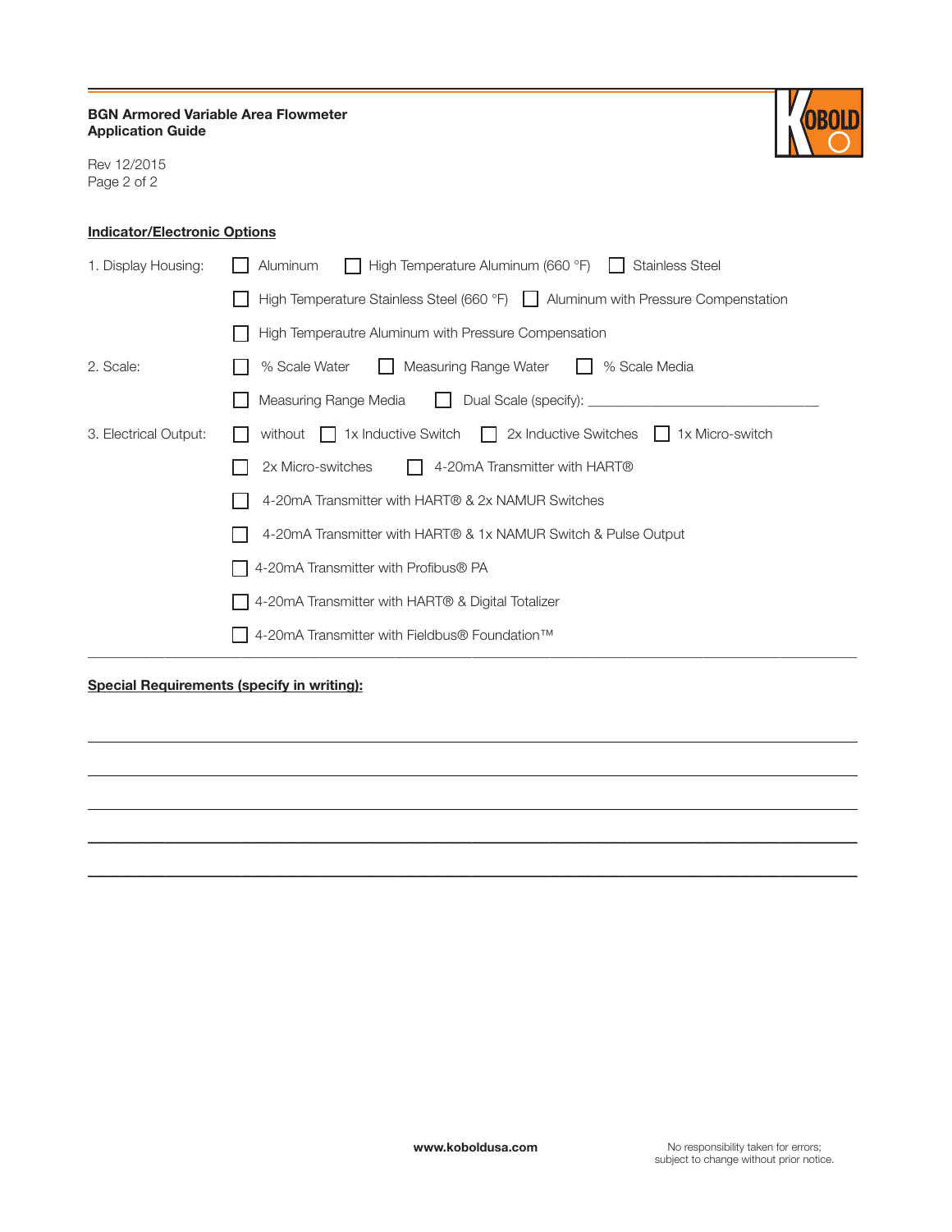**BGN Armored Variable Area Flowmeter**
**Application Guide**

Rev 12/2015

## Indicator/Electronic Options

1. Display Housing:
   - ☐ Aluminum
   - ☐ High Temperature Aluminum (660 °F)
   - ☐ Stainless Steel
   - ☐ High Temperature Stainless Steel (660 °F)
   - ☐ Aluminum with Pressure Compenstation
   - ☐ High Temperautre Aluminum with Pressure Compensation
2. Scale:
   - ☐ % Scale Water
   - ☐ Measuring Range Water
   - ☐ % Scale Media
   - ☐ Measuring Range Media
   - ☐ Dual Scale (specify): ______________________________
3. Electrical Output:
   - ☐ without
   - ☐ 1x Inductive Switch
   - ☐ 2x Inductive Switches
   - ☐ 1x Micro-switch
   - ☐ 2x Micro-switches
   - ☐ 4-20mA Transmitter with HART®
   - ☐ 4-20mA Transmitter with HART® & 2x NAMUR Switches
   - ☐ 4-20mA Transmitter with HART® & 1x NAMUR Switch & Pulse Output
   - ☐ 4-20mA Transmitter with Profibus® PA
   - ☐ 4-20mA Transmitter with HART® & Digital Totalizer
   - ☐ 4-20mA Transmitter with Fieldbus® Foundation™

## Special Requirements (specify in writing):

______________________________________________________________________________

______________________________________________________________________________

______________________________________________________________________________

______________________________________________________________________________

______________________________________________________________________________

www.koboldusa.com

No responsibility taken for errors; subject to change without prior notice.